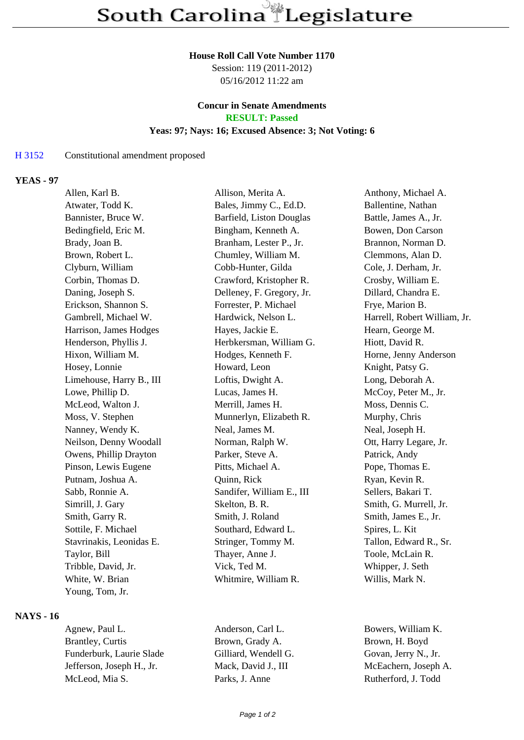# South Carolina Legislature

**House Roll Call Vote Number 1170**
Session: 119 (2011-2012)
05/16/2012 11:22 am

**Concur in Senate Amendments**
**RESULT: Passed**
**Yeas: 97; Nays: 16; Excused Absence: 3; Not Voting: 6**

H 3152 Constitutional amendment proposed

## YEAS - 97

| | | |
|---|---|---|
| Allen, Karl B. | Allison, Merita A. | Anthony, Michael A. |
| Atwater, Todd K. | Bales, Jimmy C., Ed.D. | Ballentine, Nathan |
| Bannister, Bruce W. | Barfield, Liston Douglas | Battle, James A., Jr. |
| Bedingfield, Eric M. | Bingham, Kenneth A. | Bowen, Don Carson |
| Brady, Joan B. | Branham, Lester P., Jr. | Brannon, Norman D. |
| Brown, Robert L. | Chumley, William M. | Clemmons, Alan D. |
| Clyburn, William | Cobb-Hunter, Gilda | Cole, J. Derham, Jr. |
| Corbin, Thomas D. | Crawford, Kristopher R. | Crosby, William E. |
| Daning, Joseph S. | Delleney, F. Gregory, Jr. | Dillard, Chandra E. |
| Erickson, Shannon S. | Forrester, P. Michael | Frye, Marion B. |
| Gambrell, Michael W. | Hardwick, Nelson L. | Harrell, Robert William, Jr. |
| Harrison, James Hodges | Hayes, Jackie E. | Hearn, George M. |
| Henderson, Phyllis J. | Herbkersman, William G. | Hiott, David R. |
| Hixon, William M. | Hodges, Kenneth F. | Horne, Jenny Anderson |
| Hosey, Lonnie | Howard, Leon | Knight, Patsy G. |
| Limehouse, Harry B., III | Loftis, Dwight A. | Long, Deborah A. |
| Lowe, Phillip D. | Lucas, James H. | McCoy, Peter M., Jr. |
| McLeod, Walton J. | Merrill, James H. | Moss, Dennis C. |
| Moss, V. Stephen | Munnerlyn, Elizabeth R. | Murphy, Chris |
| Nanney, Wendy K. | Neal, James M. | Neal, Joseph H. |
| Neilson, Denny Woodall | Norman, Ralph W. | Ott, Harry Legare, Jr. |
| Owens, Phillip Drayton | Parker, Steve A. | Patrick, Andy |
| Pinson, Lewis Eugene | Pitts, Michael A. | Pope, Thomas E. |
| Putnam, Joshua A. | Quinn, Rick | Ryan, Kevin R. |
| Sabb, Ronnie A. | Sandifer, William E., III | Sellers, Bakari T. |
| Simrill, J. Gary | Skelton, B. R. | Smith, G. Murrell, Jr. |
| Smith, Garry R. | Smith, J. Roland | Smith, James E., Jr. |
| Sottile, F. Michael | Southard, Edward L. | Spires, L. Kit |
| Stavrinakis, Leonidas E. | Stringer, Tommy M. | Tallon, Edward R., Sr. |
| Taylor, Bill | Thayer, Anne J. | Toole, McLain R. |
| Tribble, David, Jr. | Vick, Ted M. | Whipper, J. Seth |
| White, W. Brian | Whitmire, William R. | Willis, Mark N. |
| Young, Tom, Jr. | | |

## NAYS - 16

| | | |
|---|---|---|
| Agnew, Paul L. | Anderson, Carl L. | Bowers, William K. |
| Brantley, Curtis | Brown, Grady A. | Brown, H. Boyd |
| Funderburk, Laurie Slade | Gilliard, Wendell G. | Govan, Jerry N., Jr. |
| Jefferson, Joseph H., Jr. | Mack, David J., III | McEachern, Joseph A. |
| McLeod, Mia S. | Parks, J. Anne | Rutherford, J. Todd |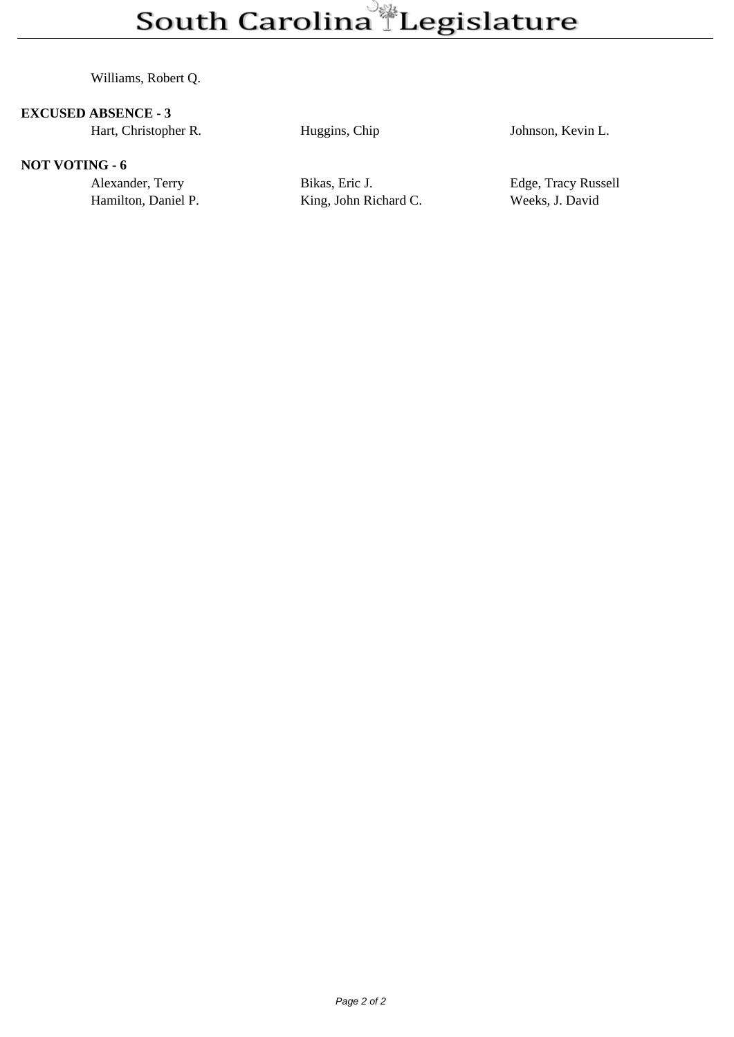Williams, Robert Q.

**EXCUSED ABSENCE - 3**

| | | |
|---|---|---|
| Hart, Christopher R. | Huggins, Chip | Johnson, Kevin L. |

**NOT VOTING - 6**

| | | |
|---|---|---|
| Alexander, Terry | Bikas, Eric J. | Edge, Tracy Russell |
| Hamilton, Daniel P. | King, John Richard C. | Weeks, J. David |